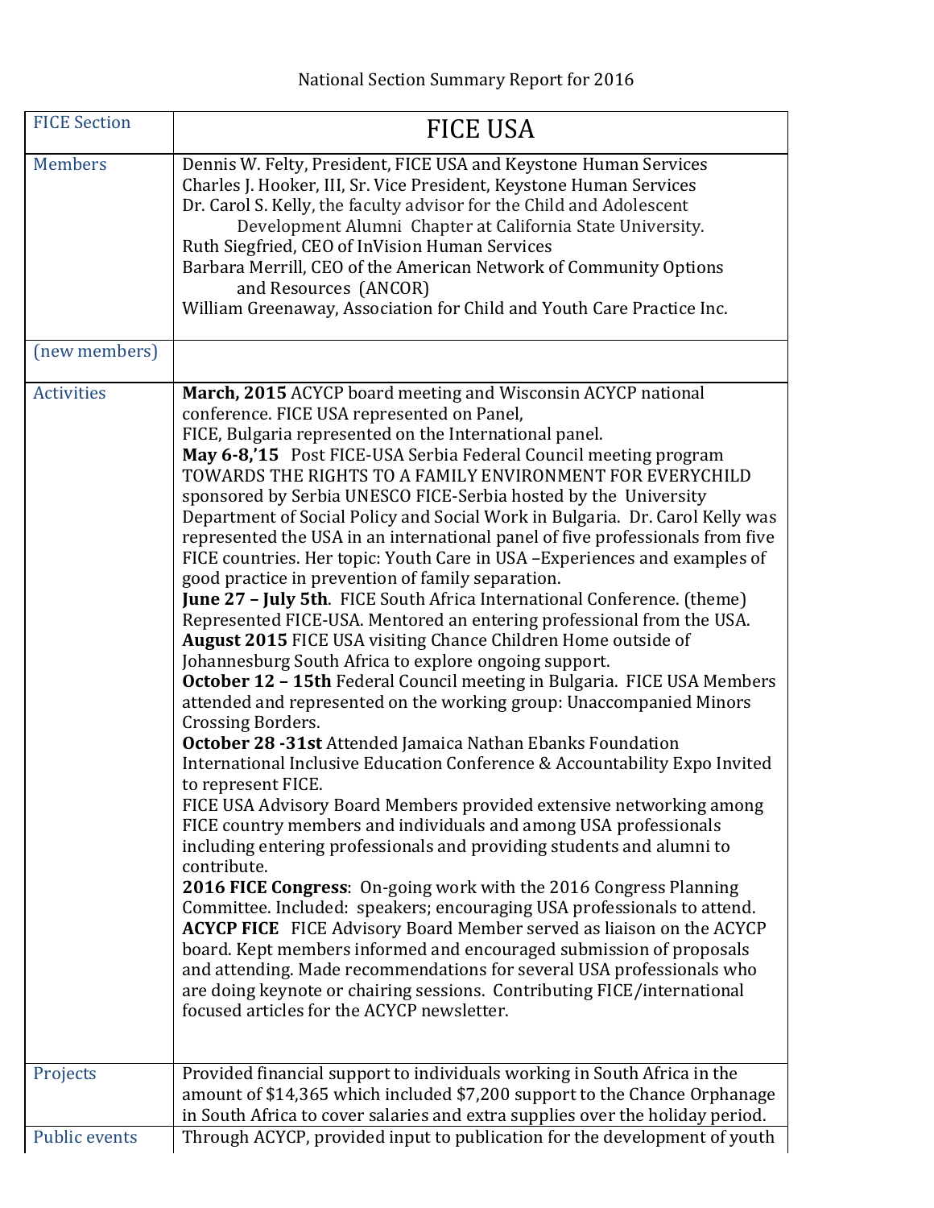National Section Summary Report for 2016

| FICE Section | FICE USA |
|---|---|
| Members | Dennis W. Felty, President, FICE USA and Keystone Human Services<br>Charles J. Hooker, III, Sr. Vice President, Keystone Human Services<br>Dr. Carol S. Kelly, the faculty advisor for the Child and Adolescent Development Alumni Chapter at California State University.<br>Ruth Siegfried, CEO of InVision Human Services<br>Barbara Merrill, CEO of the American Network of Community Options and Resources (ANCOR)<br>William Greenaway, Association for Child and Youth Care Practice Inc. |
| (new members) | |
| Activities | **March, 2015** ACYCP board meeting and Wisconsin ACYCP national conference. FICE USA represented on Panel, FICE, Bulgaria represented on the International panel.<br>**May 6-8,'15** Post FICE-USA Serbia Federal Council meeting program TOWARDS THE RIGHTS TO A FAMILY ENVIRONMENT FOR EVERYCHILD sponsored by Serbia UNESCO FICE-Serbia hosted by the University Department of Social Policy and Social Work in Bulgaria. Dr. Carol Kelly was represented the USA in an international panel of five professionals from five FICE countries. Her topic: Youth Care in USA –Experiences and examples of good practice in prevention of family separation.<br>**June 27 – July 5th**. FICE South Africa International Conference. (theme) Represented FICE-USA. Mentored an entering professional from the USA.<br>**August 2015** FICE USA visiting Chance Children Home outside of Johannesburg South Africa to explore ongoing support.<br>**October 12 – 15th** Federal Council meeting in Bulgaria. FICE USA Members attended and represented on the working group: Unaccompanied Minors Crossing Borders.<br>**October 28 -31st** Attended Jamaica Nathan Ebanks Foundation International Inclusive Education Conference & Accountability Expo Invited to represent FICE.<br>FICE USA Advisory Board Members provided extensive networking among FICE country members and individuals and among USA professionals including entering professionals and providing students and alumni to contribute.<br>**2016 FICE Congress**: On-going work with the 2016 Congress Planning Committee. Included: speakers; encouraging USA professionals to attend.<br>**ACYCP FICE** FICE Advisory Board Member served as liaison on the ACYCP board. Kept members informed and encouraged submission of proposals and attending. Made recommendations for several USA professionals who are doing keynote or chairing sessions. Contributing FICE/international focused articles for the ACYCP newsletter. |
| Projects | Provided financial support to individuals working in South Africa in the amount of $14,365 which included $7,200 support to the Chance Orphanage in South Africa to cover salaries and extra supplies over the holiday period. |
| Public events | Through ACYCP, provided input to publication for the development of youth |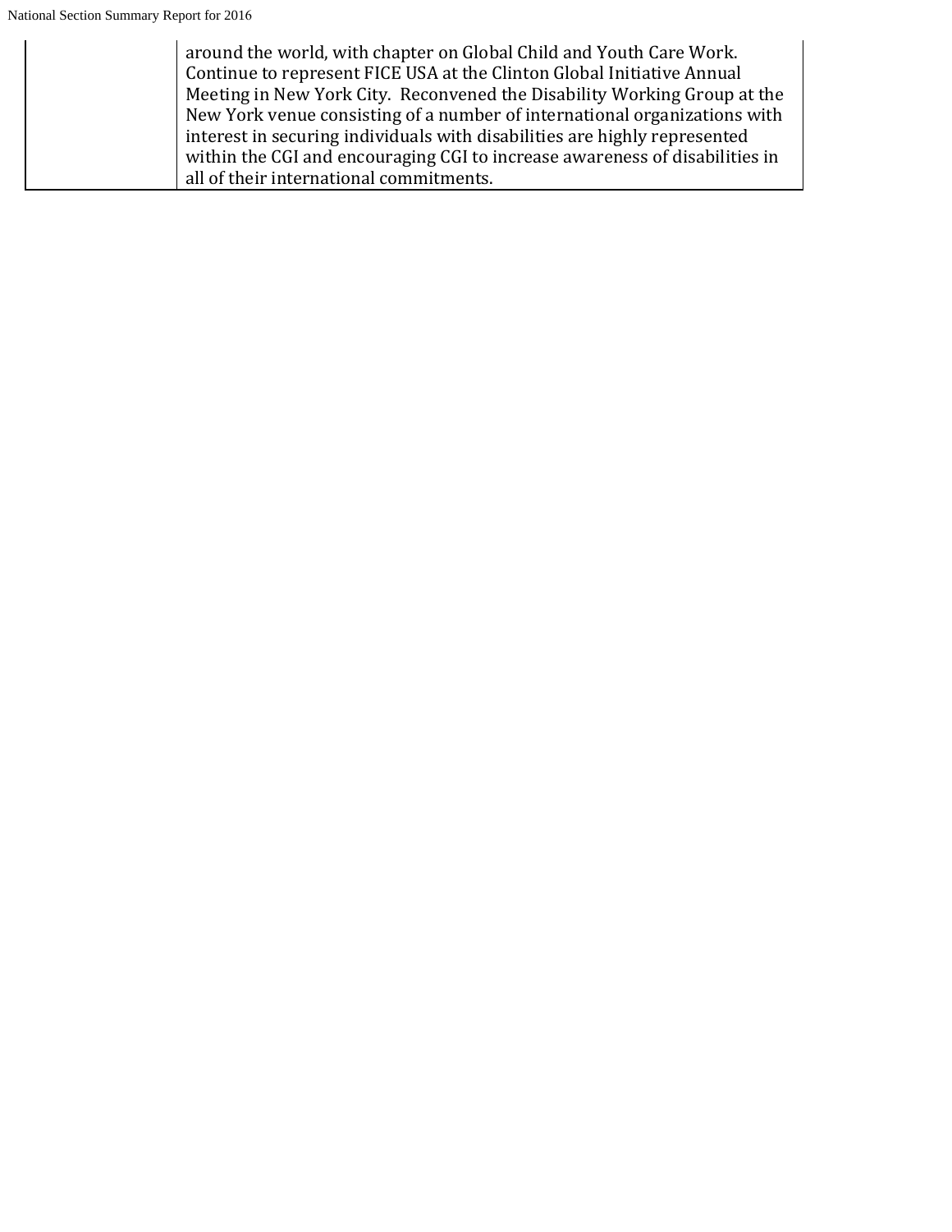| | |
|---|---|
| | around the world, with chapter on Global Child and Youth Care Work. Continue to represent FICE USA at the Clinton Global Initiative Annual Meeting in New York City. Reconvened the Disability Working Group at the New York venue consisting of a number of international organizations with interest in securing individuals with disabilities are highly represented within the CGI and encouraging CGI to increase awareness of disabilities in all of their international commitments. |